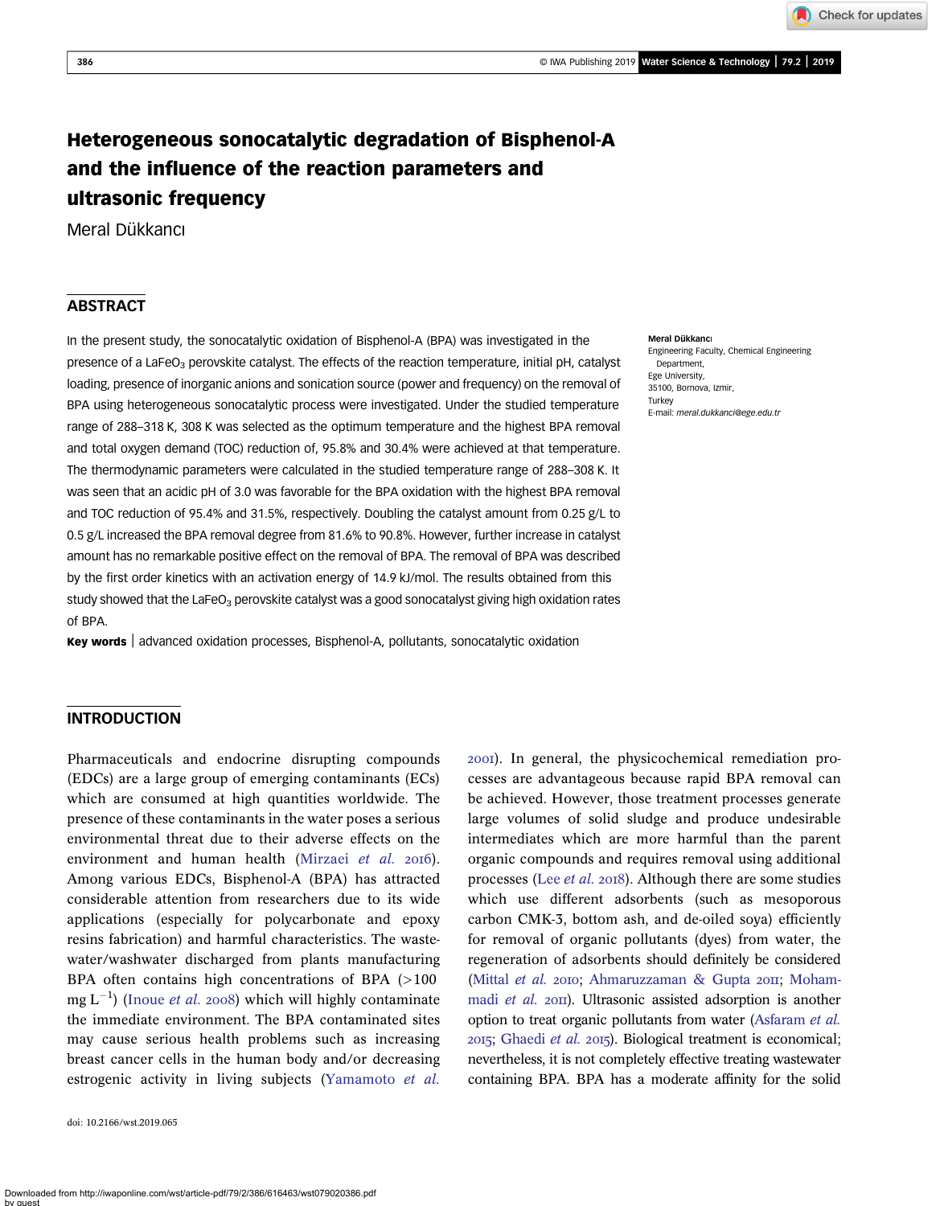# Heterogeneous sonocatalytic degradation of Bisphenol-A and the influence of the reaction parameters and ultrasonic frequency

Meral Dükkancı

## ABSTRACT

In the present study, the sonocatalytic oxidation of Bisphenol-A (BPA) was investigated in the presence of a $LaFeO_3$ perovskite catalyst. The effects of the reaction temperature, initial pH, catalyst loading, presence of inorganic anions and sonication source (power and frequency) on the removal of BPA using heterogeneous sonocatalytic process were investigated. Under the studied temperature range of 288–318 K, 308 K was selected as the optimum temperature and the highest BPA removal and total oxygen demand (TOC) reduction of, 95.8% and 30.4% were achieved at that temperature. The thermodynamic parameters were calculated in the studied temperature range of 288–308 K. It was seen that an acidic pH of 3.0 was favorable for the BPA oxidation with the highest BPA removal and TOC reduction of 95.4% and 31.5%, respectively. Doubling the catalyst amount from 0.25 g/L to 0.5 g/L increased the BPA removal degree from 81.6% to 90.8%. However, further increase in catalyst amount has no remarkable positive effect on the removal of BPA. The removal of BPA was described by the first order kinetics with an activation energy of 14.9 kJ/mol. The results obtained from this study showed that the $LaFeO_3$ perovskite catalyst was a good sonocatalyst giving high oxidation rates of BPA.

**Key words** | advanced oxidation processes, Bisphenol-A, pollutants, sonocatalytic oxidation

**Meral Dükkancı**
Engineering Faculty, Chemical Engineering Department,
Ege University,
35100, Bornova, Izmir,
Turkey
E-mail: *meral.dukkanci@ege.edu.tr*

## INTRODUCTION

Pharmaceuticals and endocrine disrupting compounds (EDCs) are a large group of emerging contaminants (ECs) which are consumed at high quantities worldwide. The presence of these contaminants in the water poses a serious environmental threat due to their adverse effects on the environment and human health (Mirzaei *et al.* 2016). Among various EDCs, Bisphenol-A (BPA) has attracted considerable attention from researchers due to its wide applications (especially for polycarbonate and epoxy resins fabrication) and harmful characteristics. The wastewater/washwater discharged from plants manufacturing BPA often contains high concentrations of BPA (>100 mg $L^{-1}$) (Inoue *et al.* 2008) which will highly contaminate the immediate environment. The BPA contaminated sites may cause serious health problems such as increasing breast cancer cells in the human body and/or decreasing estrogenic activity in living subjects (Yamamoto *et al.* 2001). In general, the physicochemical remediation processes are advantageous because rapid BPA removal can be achieved. However, those treatment processes generate large volumes of solid sludge and produce undesirable intermediates which are more harmful than the parent organic compounds and requires removal using additional processes (Lee *et al.* 2018). Although there are some studies which use different adsorbents (such as mesoporous carbon CMK-3, bottom ash, and de-oiled soya) efficiently for removal of organic pollutants (dyes) from water, the regeneration of adsorbents should definitely be considered (Mittal *et al.* 2010; Ahmaruzzaman & Gupta 2011; Mohammadi *et al.* 2011). Ultrasonic assisted adsorption is another option to treat organic pollutants from water (Asfaram *et al.* 2015; Ghaedi *et al.* 2015). Biological treatment is economical; nevertheless, it is not completely effective treating wastewater containing BPA. BPA has a moderate affinity for the solid

doi: 10.2166/wst.2019.065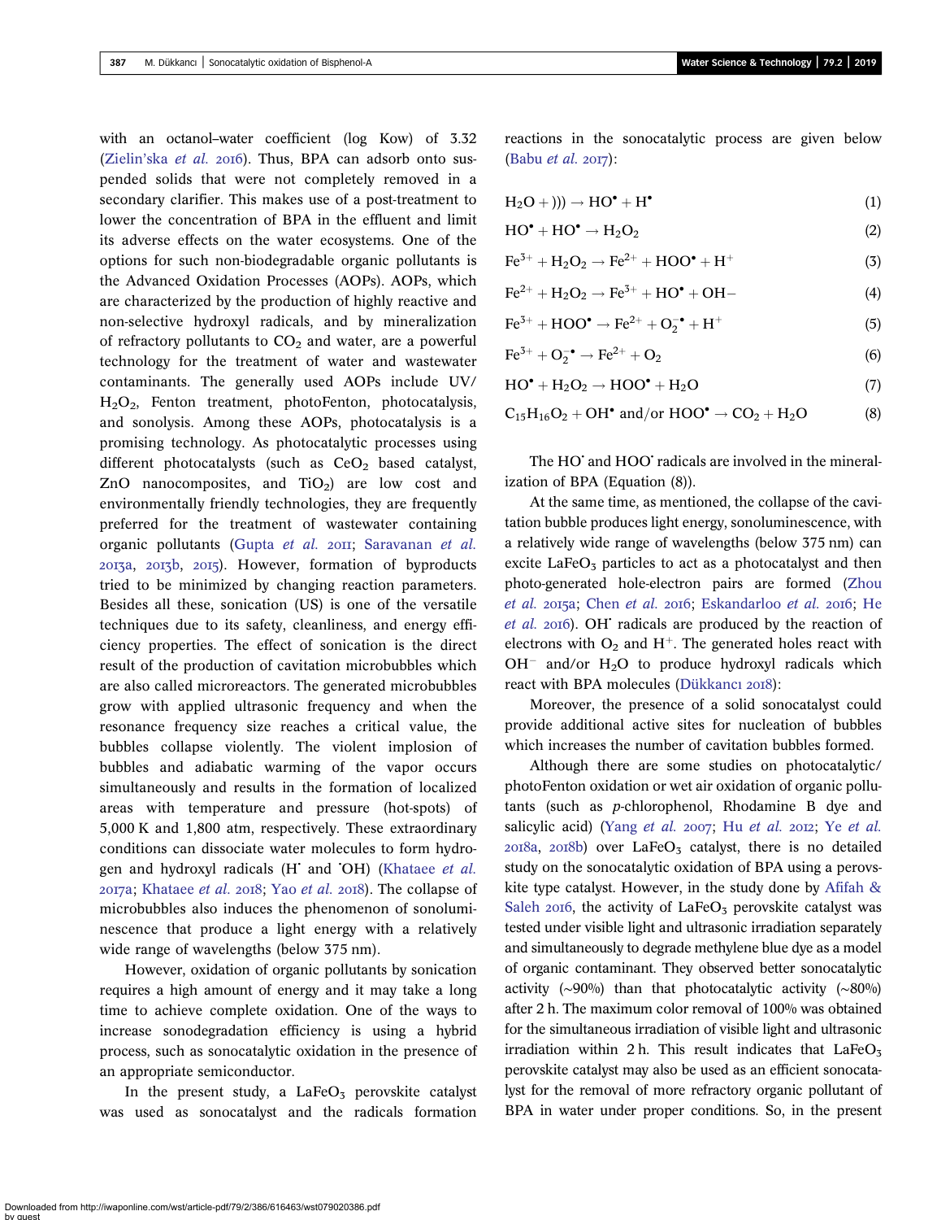with an octanol–water coefficient (log Kow) of 3.32 (Zielin'ska *et al.* 2016). Thus, BPA can adsorb onto suspended solids that were not completely removed in a secondary clarifier. This makes use of a post-treatment to lower the concentration of BPA in the effluent and limit its adverse effects on the water ecosystems. One of the options for such non-biodegradable organic pollutants is the Advanced Oxidation Processes (AOPs). AOPs, which are characterized by the production of highly reactive and non-selective hydroxyl radicals, and by mineralization of refractory pollutants to $CO_2$ and water, are a powerful technology for the treatment of water and wastewater contaminants. The generally used AOPs include UV/$H_2O_2$, Fenton treatment, photoFenton, photocatalysis, and sonolysis. Among these AOPs, photocatalysis is a promising technology. As photocatalytic processes using different photocatalysts (such as $CeO_2$ based catalyst, ZnO nanocomposites, and $TiO_2$) are low cost and environmentally friendly technologies, they are frequently preferred for the treatment of wastewater containing organic pollutants (Gupta *et al.* 2011; Saravanan *et al.* 2013a, 2013b, 2015). However, formation of byproducts tried to be minimized by changing reaction parameters. Besides all these, sonication (US) is one of the versatile techniques due to its safety, cleanliness, and energy efficiency properties. The effect of sonication is the direct result of the production of cavitation microbubbles which are also called microreactors. The generated microbubbles grow with applied ultrasonic frequency and when the resonance frequency size reaches a critical value, the bubbles collapse violently. The violent implosion of bubbles and adiabatic warming of the vapor occurs simultaneously and results in the formation of localized areas with temperature and pressure (hot-spots) of 5,000 K and 1,800 atm, respectively. These extraordinary conditions can dissociate water molecules to form hydrogen and hydroxyl radicals ($H^{\bullet}$ and $^{\bullet}OH$) (Khataee *et al.* 2017a; Khataee *et al.* 2018; Yao *et al.* 2018). The collapse of microbubbles also induces the phenomenon of sonoluminescence that produce a light energy with a relatively wide range of wavelengths (below 375 nm).

However, oxidation of organic pollutants by sonication requires a high amount of energy and it may take a long time to achieve complete oxidation. One of the ways to increase sonodegradation efficiency is using a hybrid process, such as sonocatalytic oxidation in the presence of an appropriate semiconductor.

In the present study, a $LaFeO_3$ perovskite catalyst was used as sonocatalyst and the radicals formation reactions in the sonocatalytic process are given below (Babu *et al.* 2017):

$$H_2O + ))) \rightarrow HO^{\bullet} + H^{\bullet} \quad (1)$$

$$HO^{\bullet} + HO^{\bullet} \rightarrow H_2O_2 \quad (2)$$

$$Fe^{3+} + H_2O_2 \rightarrow Fe^{2+} + HOO^{\bullet} + H^{+} \quad (3)$$

$$Fe^{2+} + H_2O_2 \rightarrow Fe^{3+} + HO^{\bullet} + OH- \quad (4)$$

$$Fe^{3+} + HOO^{\bullet} \rightarrow Fe^{2+} + O_2^{-\bullet} + H^{+} \quad (5)$$

$$Fe^{3+} + O_2^{-\bullet} \rightarrow Fe^{2+} + O_2 \quad (6)$$

$$HO^{\bullet} + H_2O_2 \rightarrow HOO^{\bullet} + H_2O \quad (7)$$

$$C_{15}H_{16}O_2 + OH^{\bullet} \text{ and/or } HOO^{\bullet} \rightarrow CO_2 + H_2O \quad (8)$$

The $HO^{\bullet}$ and $HOO^{\bullet}$ radicals are involved in the mineralization of BPA (Equation (8)).

At the same time, as mentioned, the collapse of the cavitation bubble produces light energy, sonoluminescence, with a relatively wide range of wavelengths (below 375 nm) can excite $LaFeO_3$ particles to act as a photocatalyst and then photo-generated hole-electron pairs are formed (Zhou *et al.* 2015a; Chen *et al.* 2016; Eskandarloo *et al.* 2016; He *et al.* 2016). $OH^{\bullet}$ radicals are produced by the reaction of electrons with $O_2$ and $H^{+}$. The generated holes react with $OH^{-}$ and/or $H_2O$ to produce hydroxyl radicals which react with BPA molecules (Dükkancı 2018):

Moreover, the presence of a solid sonocatalyst could provide additional active sites for nucleation of bubbles which increases the number of cavitation bubbles formed.

Although there are some studies on photocatalytic/photoFenton oxidation or wet air oxidation of organic pollutants (such as *p*-chlorophenol, Rhodamine B dye and salicylic acid) (Yang *et al.* 2007; Hu *et al.* 2012; Ye *et al.* 2018a, 2018b) over $LaFeO_3$ catalyst, there is no detailed study on the sonocatalytic oxidation of BPA using a perovskite type catalyst. However, in the study done by Afifah & Saleh 2016, the activity of $LaFeO_3$ perovskite catalyst was tested under visible light and ultrasonic irradiation separately and simultaneously to degrade methylene blue dye as a model of organic contaminant. They observed better sonocatalytic activity (~90%) than that photocatalytic activity (~80%) after 2 h. The maximum color removal of 100% was obtained for the simultaneous irradiation of visible light and ultrasonic irradiation within 2 h. This result indicates that $LaFeO_3$ perovskite catalyst may also be used as an efficient sonocatalyst for the removal of more refractory organic pollutant of BPA in water under proper conditions. So, in the present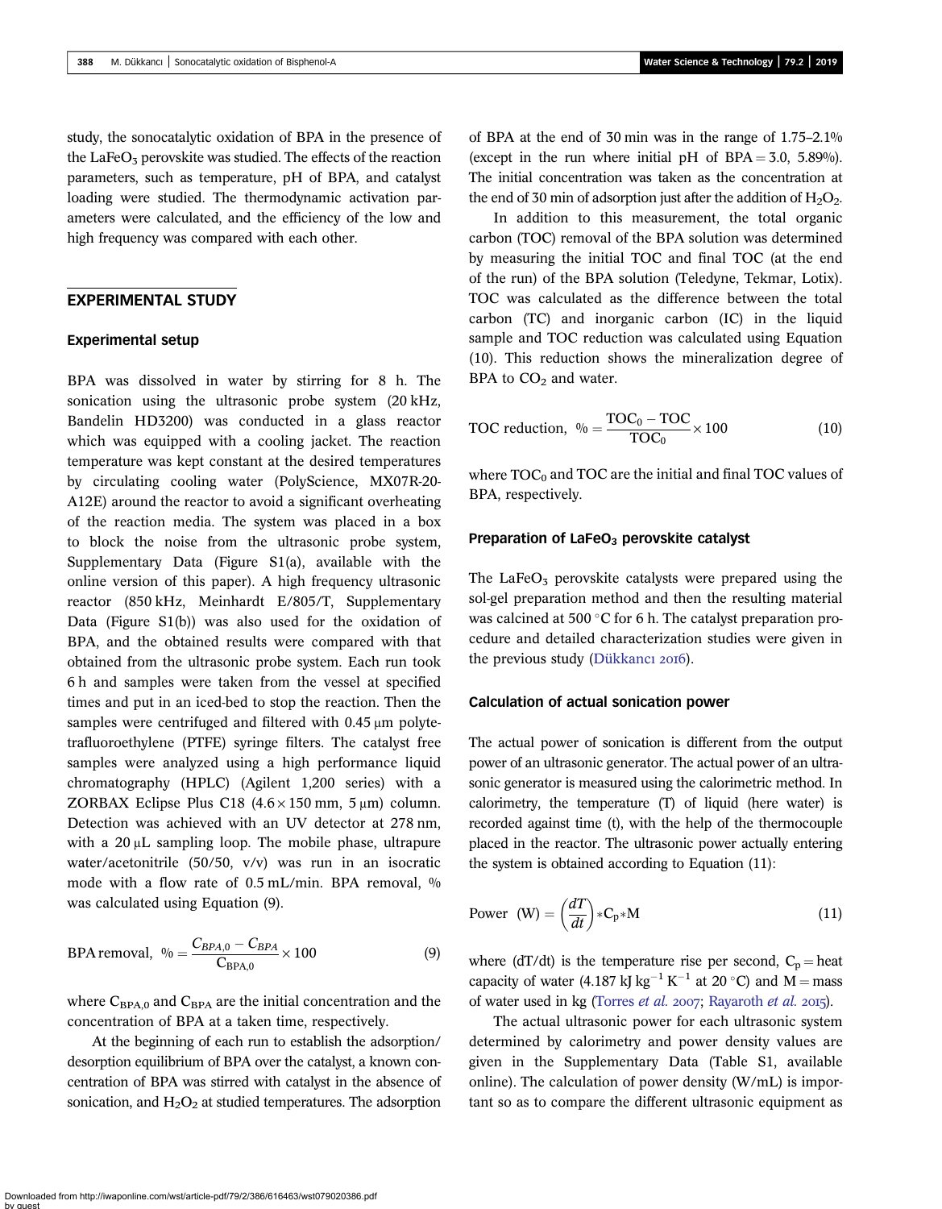study, the sonocatalytic oxidation of BPA in the presence of the $LaFeO_3$ perovskite was studied. The effects of the reaction parameters, such as temperature, pH of BPA, and catalyst loading were studied. The thermodynamic activation parameters were calculated, and the efficiency of the low and high frequency was compared with each other.

## EXPERIMENTAL STUDY

### Experimental setup

BPA was dissolved in water by stirring for 8 h. The sonication using the ultrasonic probe system (20 kHz, Bandelin HD3200) was conducted in a glass reactor which was equipped with a cooling jacket. The reaction temperature was kept constant at the desired temperatures by circulating cooling water (PolyScience, MX07R-20-A12E) around the reactor to avoid a significant overheating of the reaction media. The system was placed in a box to block the noise from the ultrasonic probe system, Supplementary Data (Figure S1(a), available with the online version of this paper). A high frequency ultrasonic reactor (850 kHz, Meinhardt E/805/T, Supplementary Data (Figure S1(b)) was also used for the oxidation of BPA, and the obtained results were compared with that obtained from the ultrasonic probe system. Each run took 6 h and samples were taken from the vessel at specified times and put in an iced-bed to stop the reaction. Then the samples were centrifuged and filtered with 0.45 μm polytetrafluoroethylene (PTFE) syringe filters. The catalyst free samples were analyzed using a high performance liquid chromatography (HPLC) (Agilent 1,200 series) with a ZORBAX Eclipse Plus C18 (4.6 × 150 mm, 5 μm) column. Detection was achieved with an UV detector at 278 nm, with a 20 μL sampling loop. The mobile phase, ultrapure water/acetonitrile (50/50, v/v) was run in an isocratic mode with a flow rate of 0.5 mL/min. BPA removal, % was calculated using Equation (9).

$$\text{BPA removal, } \% = \frac{C_{BPA,0} - C_{BPA}}{C_{BPA,0}} \times 100 \tag{9}$$

where $C_{BPA,0}$ and $C_{BPA}$ are the initial concentration and the concentration of BPA at a taken time, respectively.

At the beginning of each run to establish the adsorption/desorption equilibrium of BPA over the catalyst, a known concentration of BPA was stirred with catalyst in the absence of sonication, and $H_2O_2$ at studied temperatures. The adsorption of BPA at the end of 30 min was in the range of 1.75–2.1% (except in the run where initial pH of BPA = 3.0, 5.89%). The initial concentration was taken as the concentration at the end of 30 min of adsorption just after the addition of $H_2O_2$.

In addition to this measurement, the total organic carbon (TOC) removal of the BPA solution was determined by measuring the initial TOC and final TOC (at the end of the run) of the BPA solution (Teledyne, Tekmar, Lotix). TOC was calculated as the difference between the total carbon (TC) and inorganic carbon (IC) in the liquid sample and TOC reduction was calculated using Equation (10). This reduction shows the mineralization degree of BPA to $CO_2$ and water.

$$\text{TOC reduction, } \% = \frac{TOC_0 - TOC}{TOC_0} \times 100 \tag{10}$$

where $TOC_0$ and TOC are the initial and final TOC values of BPA, respectively.

### Preparation of $LaFeO_3$ perovskite catalyst

The $LaFeO_3$ perovskite catalysts were prepared using the sol-gel preparation method and then the resulting material was calcined at 500 °C for 6 h. The catalyst preparation procedure and detailed characterization studies were given in the previous study (Dükkancı 2016).

### Calculation of actual sonication power

The actual power of sonication is different from the output power of an ultrasonic generator. The actual power of an ultrasonic generator is measured using the calorimetric method. In calorimetry, the temperature (T) of liquid (here water) is recorded against time (t), with the help of the thermocouple placed in the reactor. The ultrasonic power actually entering the system is obtained according to Equation (11):

$$\text{Power (W)} = \left(\frac{dT}{dt}\right) * C_p * M \tag{11}$$

where (dT/dt) is the temperature rise per second, $C_p$ = heat capacity of water (4.187 kJ $kg^{-1}$ $K^{-1}$ at 20 °C) and M = mass of water used in kg (Torres *et al.* 2007; Rayaroth *et al.* 2015).

The actual ultrasonic power for each ultrasonic system determined by calorimetry and power density values are given in the Supplementary Data (Table S1, available online). The calculation of power density (W/mL) is important so as to compare the different ultrasonic equipment as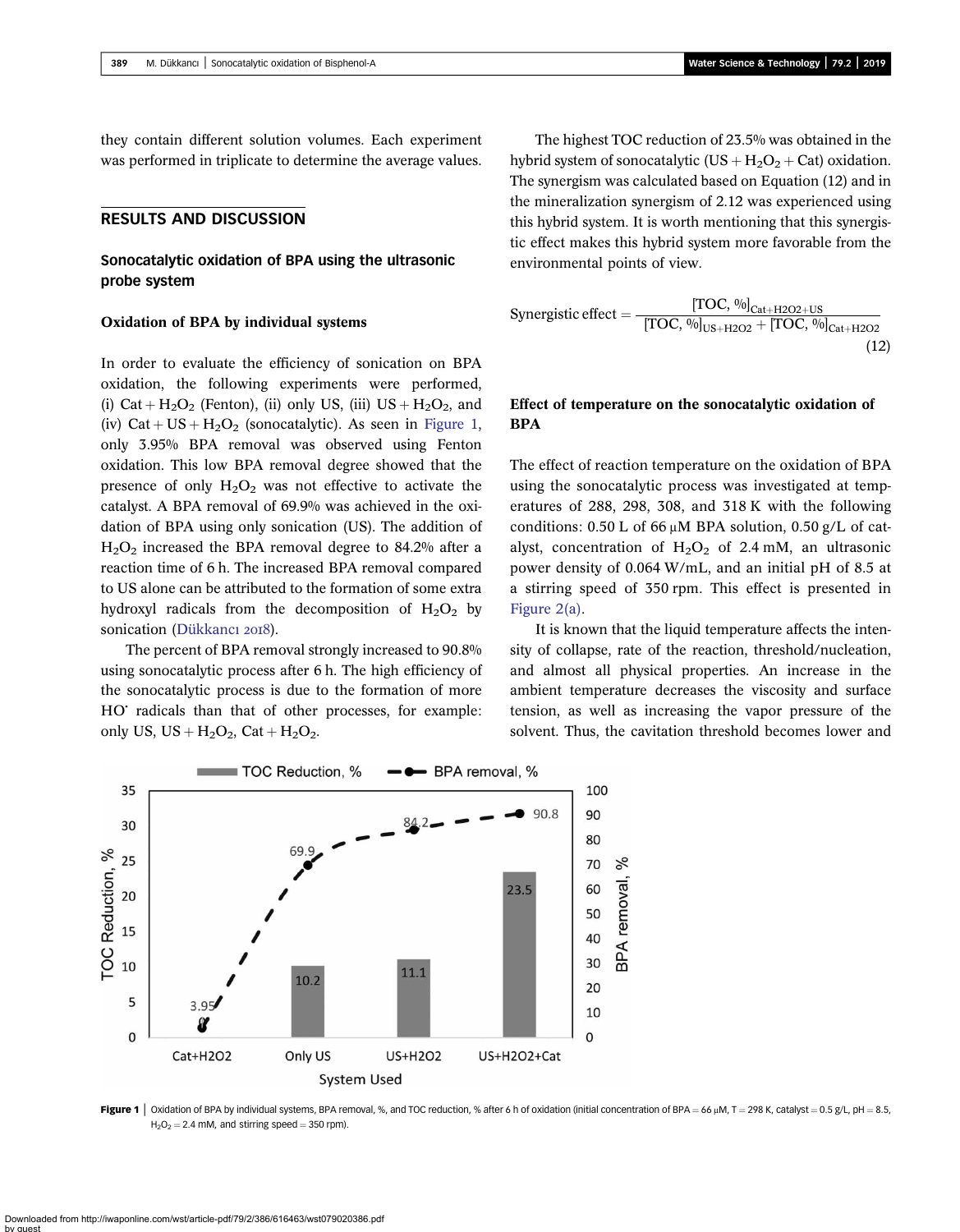they contain different solution volumes. Each experiment was performed in triplicate to determine the average values.

## RESULTS AND DISCUSSION

### Sonocatalytic oxidation of BPA using the ultrasonic probe system

#### Oxidation of BPA by individual systems

In order to evaluate the efficiency of sonication on BPA oxidation, the following experiments were performed, (i) Cat + $H_2O_2$ (Fenton), (ii) only US, (iii) US + $H_2O_2$, and (iv) Cat + US + $H_2O_2$ (sonocatalytic). As seen in Figure 1, only 3.95% BPA removal was observed using Fenton oxidation. This low BPA removal degree showed that the presence of only $H_2O_2$ was not effective to activate the catalyst. A BPA removal of 69.9% was achieved in the oxidation of BPA using only sonication (US). The addition of $H_2O_2$ increased the BPA removal degree to 84.2% after a reaction time of 6 h. The increased BPA removal compared to US alone can be attributed to the formation of some extra hydroxyl radicals from the decomposition of $H_2O_2$ by sonication (Dükkancı 2018).

The percent of BPA removal strongly increased to 90.8% using sonocatalytic process after 6 h. The high efficiency of the sonocatalytic process is due to the formation of more $HO^{\bullet}$ radicals than that of other processes, for example: only US, US + $H_2O_2$, Cat + $H_2O_2$.

The highest TOC reduction of 23.5% was obtained in the hybrid system of sonocatalytic (US + $H_2O_2$ + Cat) oxidation. The synergism was calculated based on Equation (12) and in the mineralization synergism of 2.12 was experienced using this hybrid system. It is worth mentioning that this synergistic effect makes this hybrid system more favorable from the environmental points of view.

$$\text{Synergistic effect} = \frac{[\text{TOC}, \%]_{\text{Cat+H2O2+US}}}{[\text{TOC}, \%]_{\text{US+H2O2}} + [\text{TOC}, \%]_{\text{Cat+H2O2}}} \tag{12}$$

#### Effect of temperature on the sonocatalytic oxidation of BPA

The effect of reaction temperature on the oxidation of BPA using the sonocatalytic process was investigated at temperatures of 288, 298, 308, and 318 K with the following conditions: 0.50 L of 66 μM BPA solution, 0.50 g/L of catalyst, concentration of $H_2O_2$ of 2.4 mM, an ultrasonic power density of 0.064 W/mL, and an initial pH of 8.5 at a stirring speed of 350 rpm. This effect is presented in Figure 2(a).

It is known that the liquid temperature affects the intensity of collapse, rate of the reaction, threshold/nucleation, and almost all physical properties. An increase in the ambient temperature decreases the viscosity and surface tension, as well as increasing the vapor pressure of the solvent. Thus, the cavitation threshold becomes lower and

**Figure 1** | Oxidation of BPA by individual systems, BPA removal, %, and TOC reduction, % after 6 h of oxidation (initial concentration of BPA = 66 μM, T = 298 K, catalyst = 0.5 g/L, pH = 8.5, $H_2O_2$ = 2.4 mM, and stirring speed = 350 rpm).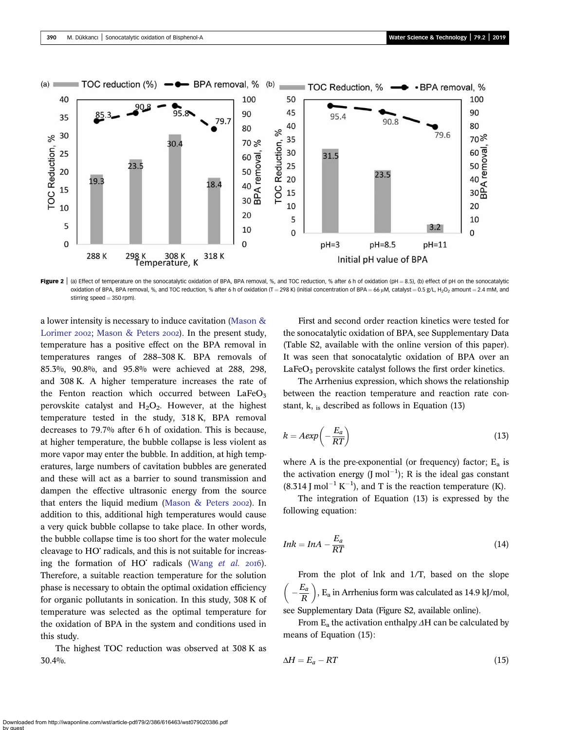**Figure 2** | (a) Effect of temperature on the sonocatalytic oxidation of BPA, BPA removal, %, and TOC reduction, % after 6 h of oxidation (pH = 8.5), (b) effect of pH on the sonocatalytic oxidation of BPA, BPA removal, %, and TOC reduction, % after 6 h of oxidation (T = 298 K) (initial concentration of BPA = 66 μM, catalyst = 0.5 g/L, $H_2O_2$ amount = 2.4 mM, and stirring speed = 350 rpm).

a lower intensity is necessary to induce cavitation (Mason & Lorimer 2002; Mason & Peters 2002). In the present study, temperature has a positive effect on the BPA removal in temperature ranges of 288–308 K. BPA removals of 85.3%, 90.8%, and 95.8% were achieved at 288, 298, and 308 K. A higher temperature increases the rate of the Fenton reaction which occurred between $LaFeO_3$ perovskite catalyst and $H_2O_2$. However, at the highest temperature tested in the study, 318 K, BPA removal decreases to 79.7% after 6 h of oxidation. This is because, at higher temperature, the bubble collapse is less violent as more vapor may enter the bubble. In addition, at high temperatures, large numbers of cavitation bubbles are generated and these will act as a barrier to sound transmission and dampen the effective ultrasonic energy from the source that enters the liquid medium (Mason & Peters 2002). In addition to this, additional high temperatures would cause a very quick bubble collapse to take place. In other words, the bubble collapse time is too short for the water molecule cleavage to $HO^{\bullet}$ radicals, and this is not suitable for increasing the formation of $HO^{\bullet}$ radicals (Wang *et al.* 2016). Therefore, a suitable reaction temperature for the solution phase is necessary to obtain the optimal oxidation efficiency for organic pollutants in sonication. In this study, 308 K of temperature was selected as the optimal temperature for the oxidation of BPA in the system and conditions used in this study.

The highest TOC reduction was observed at 308 K as 30.4%.

First and second order reaction kinetics were tested for the sonocatalytic oxidation of BPA, see Supplementary Data (Table S2, available with the online version of this paper). It was seen that sonocatalytic oxidation of BPA over an $LaFeO_3$ perovskite catalyst follows the first order kinetics.

The Arrhenius expression, which shows the relationship between the reaction temperature and reaction rate constant, k, is described as follows in Equation (13)

$$k = A\exp\left(-\frac{E_a}{RT}\right) \tag{13}$$

where A is the pre-exponential (or frequency) factor; $E_a$ is the activation energy (J $mol^{-1}$); R is the ideal gas constant (8.314 J $mol^{-1}$ $K^{-1}$), and T is the reaction temperature (K).

The integration of Equation (13) is expressed by the following equation:

$$\ln k = \ln A - \frac{E_a}{RT} \tag{14}$$

From the plot of lnk and 1/T, based on the slope $\left(-\frac{E_a}{R}\right)$, $E_a$ in Arrhenius form was calculated as 14.9 kJ/mol, see Supplementary Data (Figure S2, available online).

From $E_a$ the activation enthalpy $\Delta H$ can be calculated by means of Equation (15):

$$\Delta H = E_a - RT \tag{15}$$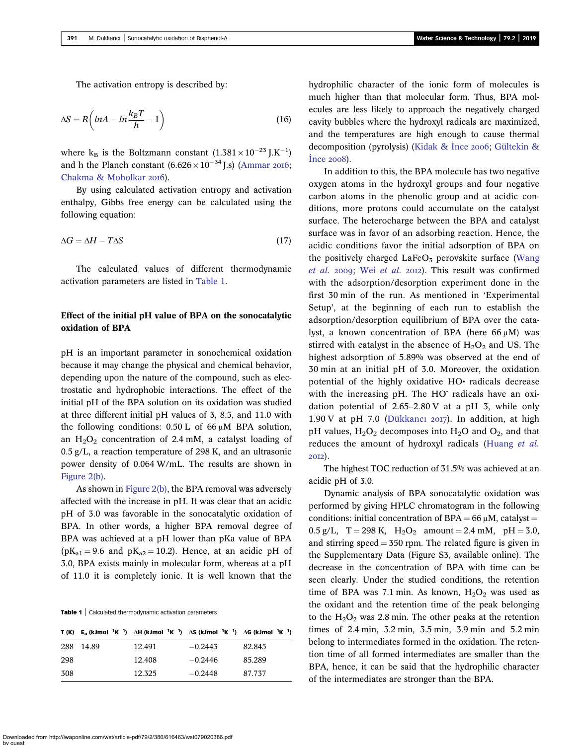The activation entropy is described by:

$$\Delta S = R\left(\ln A - \ln\frac{k_B T}{h} - 1\right) \tag{16}$$

where $k_B$ is the Boltzmann constant ($1.381 \times 10^{-23}$ J.K$^{-1}$) and h the Planch constant ($6.626 \times 10^{-34}$ J.s) (Ammar 2016; Chakma & Moholkar 2016).

By using calculated activation entropy and activation enthalpy, Gibbs free energy can be calculated using the following equation:

$$\Delta G = \Delta H - T\Delta S \tag{17}$$

The calculated values of different thermodynamic activation parameters are listed in Table 1.

## Effect of the initial pH value of BPA on the sonocatalytic oxidation of BPA

pH is an important parameter in sonochemical oxidation because it may change the physical and chemical behavior, depending upon the nature of the compound, such as electrostatic and hydrophobic interactions. The effect of the initial pH of the BPA solution on its oxidation was studied at three different initial pH values of 3, 8.5, and 11.0 with the following conditions: 0.50 L of 66 μM BPA solution, an $H_2O_2$ concentration of 2.4 mM, a catalyst loading of 0.5 g/L, a reaction temperature of 298 K, and an ultrasonic power density of 0.064 W/mL. The results are shown in Figure 2(b).

As shown in Figure 2(b), the BPA removal was adversely affected with the increase in pH. It was clear that an acidic pH of 3.0 was favorable in the sonocatalytic oxidation of BPA. In other words, a higher BPA removal degree of BPA was achieved at a pH lower than pKa value of BPA ($pK_{a1} = 9.6$ and $pK_{a2} = 10.2$). Hence, at an acidic pH of 3.0, BPA exists mainly in molecular form, whereas at a pH of 11.0 it is completely ionic. It is well known that the hydrophilic character of the ionic form of molecules is much higher than that molecular form. Thus, BPA molecules are less likely to approach the negatively charged cavity bubbles where the hydroxyl radicals are maximized, and the temperatures are high enough to cause thermal decomposition (pyrolysis) (Kidak & İnce 2006; Gültekin & İnce 2008).

In addition to this, the BPA molecule has two negative oxygen atoms in the hydroxyl groups and four negative carbon atoms in the phenolic group and at acidic conditions, more protons could accumulate on the catalyst surface. The heterocharge between the BPA and catalyst surface was in favor of an adsorbing reaction. Hence, the acidic conditions favor the initial adsorption of BPA on the positively charged $LaFeO_3$ perovskite surface (Wang *et al.* 2009; Wei *et al.* 2012). This result was confirmed with the adsorption/desorption experiment done in the first 30 min of the run. As mentioned in 'Experimental Setup', at the beginning of each run to establish the adsorption/desorption equilibrium of BPA over the catalyst, a known concentration of BPA (here 66 μM) was stirred with catalyst in the absence of $H_2O_2$ and US. The highest adsorption of 5.89% was observed at the end of 30 min at an initial pH of 3.0. Moreover, the oxidation potential of the highly oxidative HO• radicals decrease with the increasing pH. The HO$^{\cdot}$ radicals have an oxidation potential of 2.65–2.80 V at a pH 3, while only 1.90 V at pH 7.0 (Dükkancı 2017). In addition, at high pH values, $H_2O_2$ decomposes into $H_2O$ and $O_2$, and that reduces the amount of hydroxyl radicals (Huang *et al.* 2012).

The highest TOC reduction of 31.5% was achieved at an acidic pH of 3.0.

Dynamic analysis of BPA sonocatalytic oxidation was performed by giving HPLC chromatogram in the following conditions: initial concentration of BPA = 66 μM, catalyst = 0.5 g/L, T = 298 K, $H_2O_2$ amount = 2.4 mM, pH = 3.0, and stirring speed = 350 rpm. The related figure is given in the Supplementary Data (Figure S3, available online). The decrease in the concentration of BPA with time can be seen clearly. Under the studied conditions, the retention time of BPA was 7.1 min. As known, $H_2O_2$ was used as the oxidant and the retention time of the peak belonging to the $H_2O_2$ was 2.8 min. The other peaks at the retention times of 2.4 min, 3.2 min, 3.5 min, 3.9 min and 5.2 min belong to intermediates formed in the oxidation. The retention time of all formed intermediates are smaller than the BPA, hence, it can be said that the hydrophilic character of the intermediates are stronger than the BPA.

**Table 1** | Calculated thermodynamic activation parameters

| T (K) | $E_a$ (kJmol$^{-1}$K$^{-1}$) | ΔH (kJmol$^{-1}$K$^{-1}$) | ΔS (kJmol$^{-1}$K$^{-1}$) | ΔG (kJmol$^{-1}$K$^{-1}$) |
|---|---|---|---|---|
| 288 | 14.89 | 12.491 | −0.2443 | 82.845 |
| 298 | | 12.408 | −0.2446 | 85.289 |
| 308 | | 12.325 | −0.2448 | 87.737 |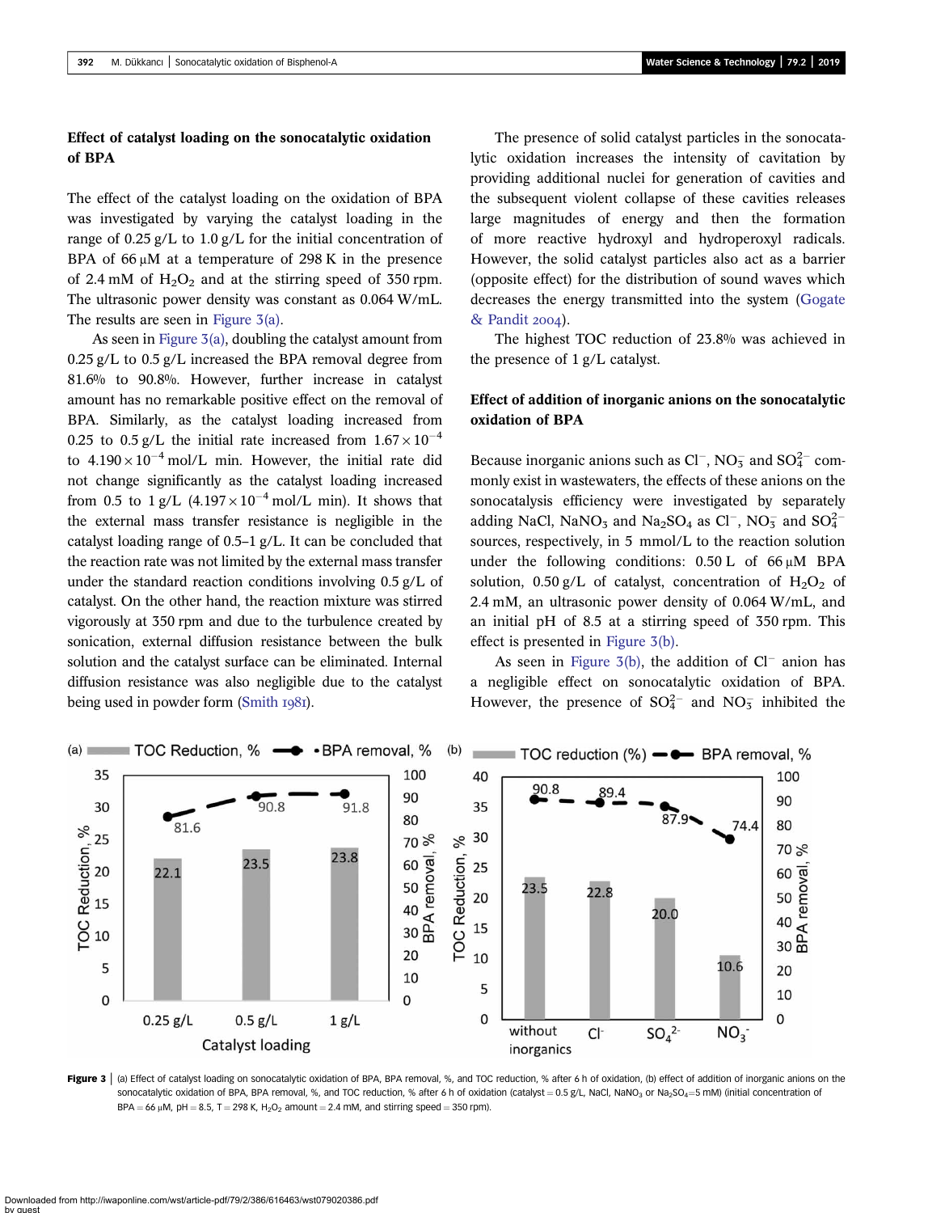## Effect of catalyst loading on the sonocatalytic oxidation of BPA

The effect of the catalyst loading on the oxidation of BPA was investigated by varying the catalyst loading in the range of 0.25 g/L to 1.0 g/L for the initial concentration of BPA of 66 μM at a temperature of 298 K in the presence of 2.4 mM of $H_2O_2$ and at the stirring speed of 350 rpm. The ultrasonic power density was constant as 0.064 W/mL. The results are seen in Figure 3(a).

As seen in Figure 3(a), doubling the catalyst amount from 0.25 g/L to 0.5 g/L increased the BPA removal degree from 81.6% to 90.8%. However, further increase in catalyst amount has no remarkable positive effect on the removal of BPA. Similarly, as the catalyst loading increased from 0.25 to 0.5 g/L the initial rate increased from $1.67 \times 10^{-4}$ to $4.190 \times 10^{-4}$ mol/L min. However, the initial rate did not change significantly as the catalyst loading increased from 0.5 to 1 g/L ($4.197 \times 10^{-4}$ mol/L min). It shows that the external mass transfer resistance is negligible in the catalyst loading range of 0.5–1 g/L. It can be concluded that the reaction rate was not limited by the external mass transfer under the standard reaction conditions involving 0.5 g/L of catalyst. On the other hand, the reaction mixture was stirred vigorously at 350 rpm and due to the turbulence created by sonication, external diffusion resistance between the bulk solution and the catalyst surface can be eliminated. Internal diffusion resistance was also negligible due to the catalyst being used in powder form (Smith 1981).

The presence of solid catalyst particles in the sonocatalytic oxidation increases the intensity of cavitation by providing additional nuclei for generation of cavities and the subsequent violent collapse of these cavities releases large magnitudes of energy and then the formation of more reactive hydroxyl and hydroperoxyl radicals. However, the solid catalyst particles also act as a barrier (opposite effect) for the distribution of sound waves which decreases the energy transmitted into the system (Gogate & Pandit 2004).

The highest TOC reduction of 23.8% was achieved in the presence of 1 g/L catalyst.

## Effect of addition of inorganic anions on the sonocatalytic oxidation of BPA

Because inorganic anions such as $Cl^-$, $NO_3^-$ and $SO_4^{2-}$ commonly exist in wastewaters, the effects of these anions on the sonocatalysis efficiency were investigated by separately adding NaCl, $NaNO_3$ and $Na_2SO_4$ as $Cl^-$, $NO_3^-$ and $SO_4^{2-}$ sources, respectively, in 5 mmol/L to the reaction solution under the following conditions: 0.50 L of 66 μM BPA solution, 0.50 g/L of catalyst, concentration of $H_2O_2$ of 2.4 mM, an ultrasonic power density of 0.064 W/mL, and an initial pH of 8.5 at a stirring speed of 350 rpm. This effect is presented in Figure 3(b).

As seen in Figure 3(b), the addition of $Cl^-$ anion has a negligible effect on sonocatalytic oxidation of BPA. However, the presence of $SO_4^{2-}$ and $NO_3^-$ inhibited the

**Figure 3** | (a) Effect of catalyst loading on sonocatalytic oxidation of BPA, BPA removal, %, and TOC reduction, % after 6 h of oxidation, (b) effect of addition of inorganic anions on the sonocatalytic oxidation of BPA, BPA removal, %, and TOC reduction, % after 6 h of oxidation (catalyst = 0.5 g/L, NaCl, $NaNO_3$ or $Na_2SO_4$ = 5 mM) (initial concentration of BPA = 66 μM, pH = 8.5, T = 298 K, $H_2O_2$ amount = 2.4 mM, and stirring speed = 350 rpm).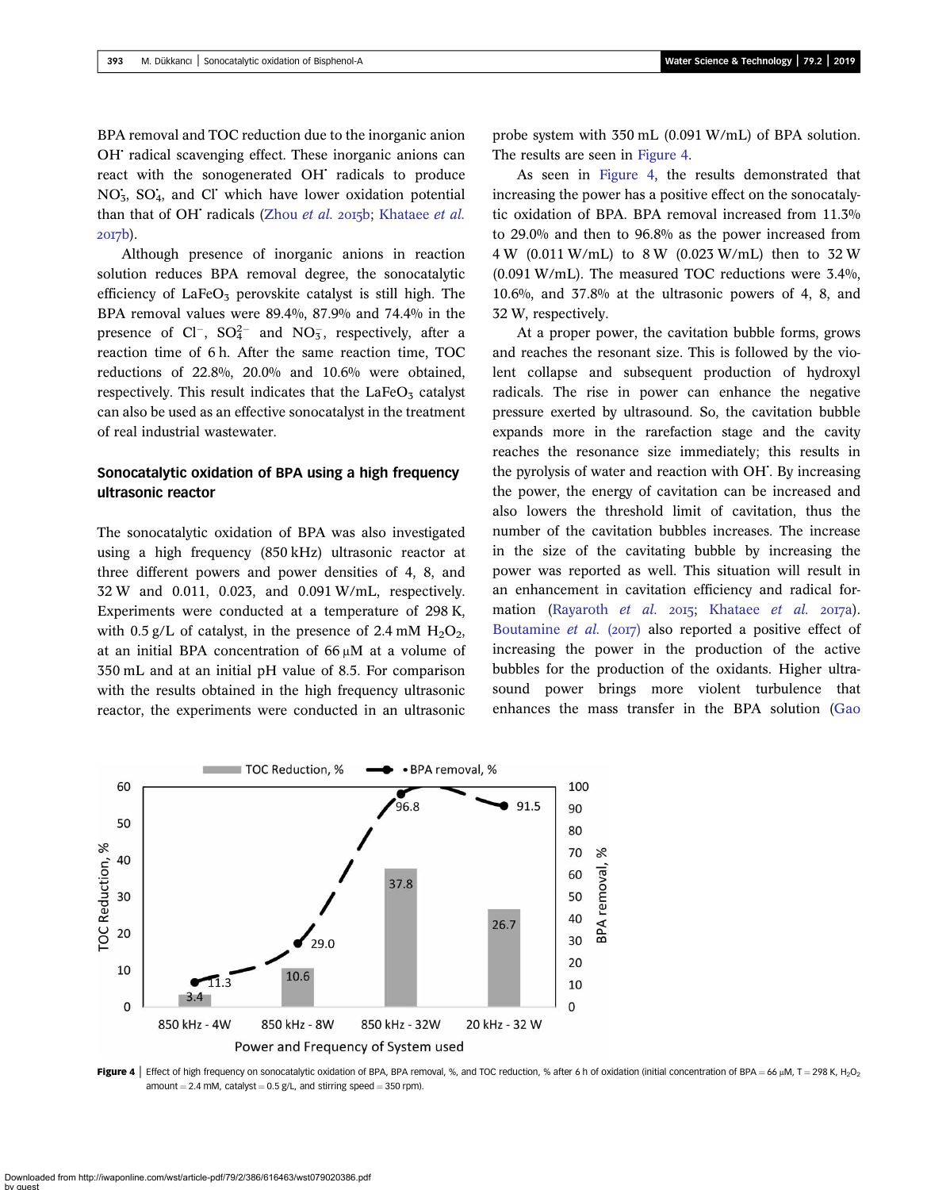BPA removal and TOC reduction due to the inorganic anion OH$^{\bullet}$ radical scavenging effect. These inorganic anions can react with the sonogenerated OH$^{\bullet}$ radicals to produce $NO_3^{\bullet}$, $SO_4^{\bullet}$, and Cl$^{\bullet}$ which have lower oxidation potential than that of OH$^{\bullet}$ radicals (Zhou *et al.* 2015b; Khataee *et al.* 2017b).

Although presence of inorganic anions in reaction solution reduces BPA removal degree, the sonocatalytic efficiency of $LaFeO_3$ perovskite catalyst is still high. The BPA removal values were 89.4%, 87.9% and 74.4% in the presence of $Cl^-$, $SO_4^{2-}$ and $NO_3^-$, respectively, after a reaction time of 6 h. After the same reaction time, TOC reductions of 22.8%, 20.0% and 10.6% were obtained, respectively. This result indicates that the $LaFeO_3$ catalyst can also be used as an effective sonocatalyst in the treatment of real industrial wastewater.

### Sonocatalytic oxidation of BPA using a high frequency ultrasonic reactor

The sonocatalytic oxidation of BPA was also investigated using a high frequency (850 kHz) ultrasonic reactor at three different powers and power densities of 4, 8, and 32 W and 0.011, 0.023, and 0.091 W/mL, respectively. Experiments were conducted at a temperature of 298 K, with 0.5 g/L of catalyst, in the presence of 2.4 mM $H_2O_2$, at an initial BPA concentration of 66 μM at a volume of 350 mL and at an initial pH value of 8.5. For comparison with the results obtained in the high frequency ultrasonic reactor, the experiments were conducted in an ultrasonic probe system with 350 mL (0.091 W/mL) of BPA solution. The results are seen in Figure 4.

As seen in Figure 4, the results demonstrated that increasing the power has a positive effect on the sonocatalytic oxidation of BPA. BPA removal increased from 11.3% to 29.0% and then to 96.8% as the power increased from 4 W (0.011 W/mL) to 8 W (0.023 W/mL) then to 32 W (0.091 W/mL). The measured TOC reductions were 3.4%, 10.6%, and 37.8% at the ultrasonic powers of 4, 8, and 32 W, respectively.

At a proper power, the cavitation bubble forms, grows and reaches the resonant size. This is followed by the violent collapse and subsequent production of hydroxyl radicals. The rise in power can enhance the negative pressure exerted by ultrasound. So, the cavitation bubble expands more in the rarefaction stage and the cavity reaches the resonance size immediately; this results in the pyrolysis of water and reaction with OH$^{\bullet}$. By increasing the power, the energy of cavitation can be increased and also lowers the threshold limit of cavitation, thus the number of the cavitation bubbles increases. The increase in the size of the cavitating bubble by increasing the power was reported as well. This situation will result in an enhancement in cavitation efficiency and radical formation (Rayaroth *et al.* 2015; Khataee *et al.* 2017a). Boutamine *et al.* (2017) also reported a positive effect of increasing the power in the production of the active bubbles for the production of the oxidants. Higher ultrasound power brings more violent turbulence that enhances the mass transfer in the BPA solution (Gao

**Figure 4** | Effect of high frequency on sonocatalytic oxidation of BPA, BPA removal, %, and TOC reduction, % after 6 h of oxidation (initial concentration of BPA = 66 μM, T = 298 K, $H_2O_2$ amount = 2.4 mM, catalyst = 0.5 g/L, and stirring speed = 350 rpm).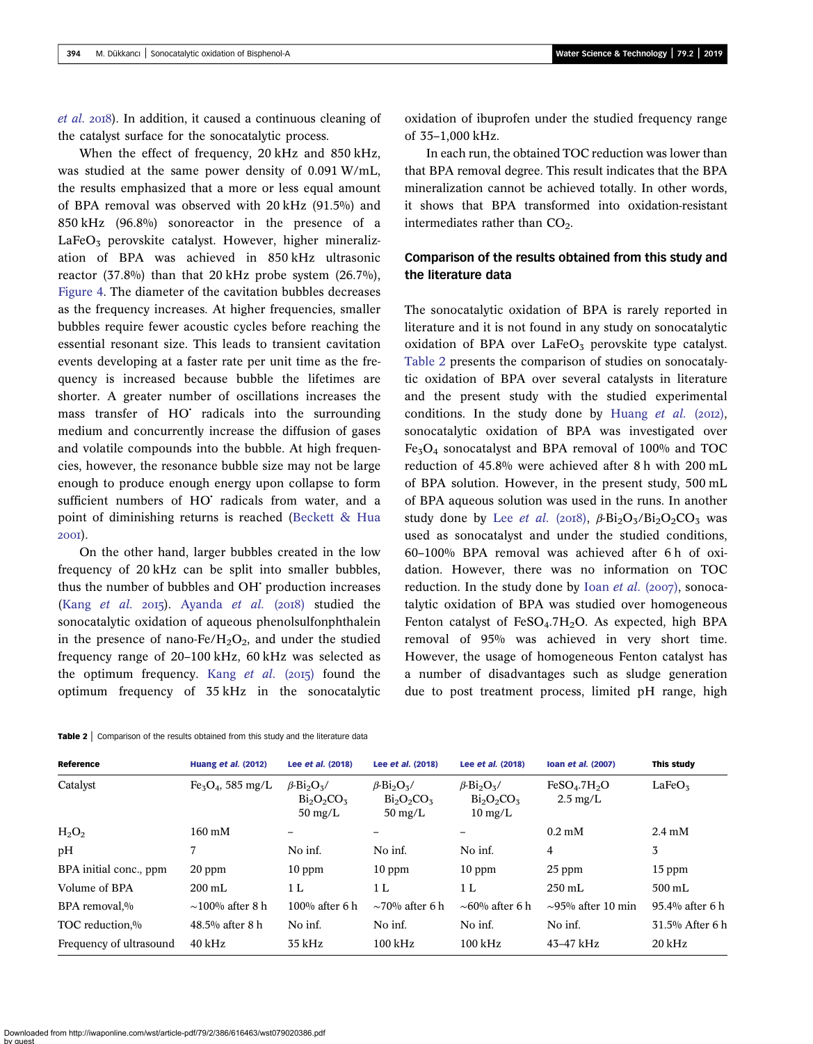*et al.* 2018). In addition, it caused a continuous cleaning of the catalyst surface for the sonocatalytic process.

When the effect of frequency, 20 kHz and 850 kHz, was studied at the same power density of 0.091 W/mL, the results emphasized that a more or less equal amount of BPA removal was observed with 20 kHz (91.5%) and 850 kHz (96.8%) sonoreactor in the presence of a $LaFeO_3$ perovskite catalyst. However, higher mineralization of BPA was achieved in 850 kHz ultrasonic reactor (37.8%) than that 20 kHz probe system (26.7%), Figure 4. The diameter of the cavitation bubbles decreases as the frequency increases. At higher frequencies, smaller bubbles require fewer acoustic cycles before reaching the essential resonant size. This leads to transient cavitation events developing at a faster rate per unit time as the frequency is increased because bubble the lifetimes are shorter. A greater number of oscillations increases the mass transfer of $HO^{\bullet}$ radicals into the surrounding medium and concurrently increase the diffusion of gases and volatile compounds into the bubble. At high frequencies, however, the resonance bubble size may not be large enough to produce enough energy upon collapse to form sufficient numbers of $HO^{\bullet}$ radicals from water, and a point of diminishing returns is reached (Beckett & Hua 2001).

On the other hand, larger bubbles created in the low frequency of 20 kHz can be split into smaller bubbles, thus the number of bubbles and $OH^{\bullet}$ production increases (Kang *et al.* 2015). Ayanda *et al.* (2018) studied the sonocatalytic oxidation of aqueous phenolsulfonphthalein in the presence of nano-Fe/$H_2O_2$, and under the studied frequency range of 20–100 kHz, 60 kHz was selected as the optimum frequency. Kang *et al.* (2015) found the optimum frequency of 35 kHz in the sonocatalytic oxidation of ibuprofen under the studied frequency range of 35–1,000 kHz.

In each run, the obtained TOC reduction was lower than that BPA removal degree. This result indicates that the BPA mineralization cannot be achieved totally. In other words, it shows that BPA transformed into oxidation-resistant intermediates rather than $CO_2$.

## Comparison of the results obtained from this study and the literature data

The sonocatalytic oxidation of BPA is rarely reported in literature and it is not found in any study on sonocatalytic oxidation of BPA over $LaFeO_3$ perovskite type catalyst. Table 2 presents the comparison of studies on sonocatalytic oxidation of BPA over several catalysts in literature and the present study with the studied experimental conditions. In the study done by Huang *et al.* (2012), sonocatalytic oxidation of BPA was investigated over $Fe_3O_4$ sonocatalyst and BPA removal of 100% and TOC reduction of 45.8% were achieved after 8 h with 200 mL of BPA solution. However, in the present study, 500 mL of BPA aqueous solution was used in the runs. In another study done by Lee *et al.* (2018), $\beta$-$Bi_2O_3$/$Bi_2O_2CO_3$ was used as sonocatalyst and under the studied conditions, 60–100% BPA removal was achieved after 6 h of oxidation. However, there was no information on TOC reduction. In the study done by Ioan *et al.* (2007), sonocatalytic oxidation of BPA was studied over homogeneous Fenton catalyst of $FeSO_4.7H_2O$. As expected, high BPA removal of 95% was achieved in very short time. However, the usage of homogeneous Fenton catalyst has a number of disadvantages such as sludge generation due to post treatment process, limited pH range, high

**Table 2** | Comparison of the results obtained from this study and the literature data

| Reference | Huang *et al.* (2012) | Lee *et al.* (2018) | Lee *et al.* (2018) | Lee *et al.* (2018) | Ioan *et al.* (2007) | This study |
|---|---|---|---|---|---|---|
| Catalyst | $Fe_3O_4$, 585 mg/L | $\beta$-$Bi_2O_3$/$Bi_2O_2CO_3$ 50 mg/L | $\beta$-$Bi_2O_3$/$Bi_2O_2CO_3$ 50 mg/L | $\beta$-$Bi_2O_3$/$Bi_2O_2CO_3$ 10 mg/L | $FeSO_4.7H_2O$ 2.5 mg/L | $LaFeO_3$ |
| $H_2O_2$ | 160 mM | – | – | – | 0.2 mM | 2.4 mM |
| pH | 7 | No inf. | No inf. | No inf. | 4 | 3 |
| BPA initial conc., ppm | 20 ppm | 10 ppm | 10 ppm | 10 ppm | 25 ppm | 15 ppm |
| Volume of BPA | 200 mL | 1 L | 1 L | 1 L | 250 mL | 500 mL |
| BPA removal,% | ~100% after 8 h | 100% after 6 h | ~70% after 6 h | ~60% after 6 h | ~95% after 10 min | 95.4% after 6 h |
| TOC reduction,% | 48.5% after 8 h | No inf. | No inf. | No inf. | No inf. | 31.5% After 6 h |
| Frequency of ultrasound | 40 kHz | 35 kHz | 100 kHz | 100 kHz | 43–47 kHz | 20 kHz |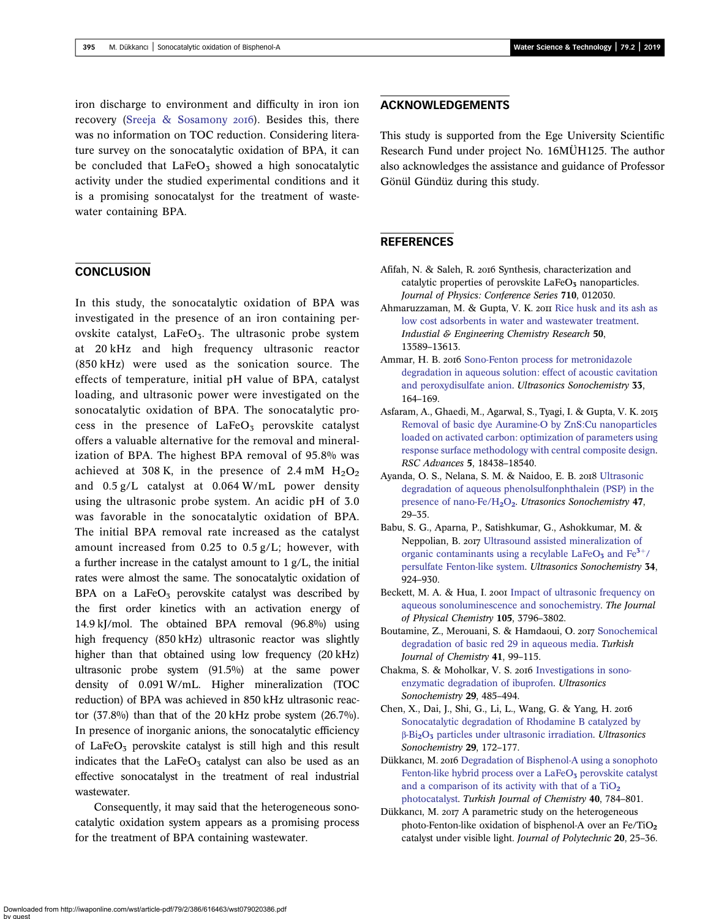iron discharge to environment and difficulty in iron ion recovery (Sreeja & Sosamony 2016). Besides this, there was no information on TOC reduction. Considering literature survey on the sonocatalytic oxidation of BPA, it can be concluded that $LaFeO_3$ showed a high sonocatalytic activity under the studied experimental conditions and it is a promising sonocatalyst for the treatment of wastewater containing BPA.

## CONCLUSION

In this study, the sonocatalytic oxidation of BPA was investigated in the presence of an iron containing perovskite catalyst, $LaFeO_3$. The ultrasonic probe system at 20 kHz and high frequency ultrasonic reactor (850 kHz) were used as the sonication source. The effects of temperature, initial pH value of BPA, catalyst loading, and ultrasonic power were investigated on the sonocatalytic oxidation of BPA. The sonocatalytic process in the presence of $LaFeO_3$ perovskite catalyst offers a valuable alternative for the removal and mineralization of BPA. The highest BPA removal of 95.8% was achieved at 308 K, in the presence of 2.4 mM $H_2O_2$ and 0.5 g/L catalyst at 0.064 W/mL power density using the ultrasonic probe system. An acidic pH of 3.0 was favorable in the sonocatalytic oxidation of BPA. The initial BPA removal rate increased as the catalyst amount increased from 0.25 to 0.5 g/L; however, with a further increase in the catalyst amount to 1 g/L, the initial rates were almost the same. The sonocatalytic oxidation of BPA on a $LaFeO_3$ perovskite catalyst was described by the first order kinetics with an activation energy of 14.9 kJ/mol. The obtained BPA removal (96.8%) using high frequency (850 kHz) ultrasonic reactor was slightly higher than that obtained using low frequency (20 kHz) ultrasonic probe system (91.5%) at the same power density of 0.091 W/mL. Higher mineralization (TOC reduction) of BPA was achieved in 850 kHz ultrasonic reactor (37.8%) than that of the 20 kHz probe system (26.7%). In presence of inorganic anions, the sonocatalytic efficiency of $LaFeO_3$ perovskite catalyst is still high and this result indicates that the $LaFeO_3$ catalyst can also be used as an effective sonocatalyst in the treatment of real industrial wastewater.

Consequently, it may said that the heterogeneous sonocatalytic oxidation system appears as a promising process for the treatment of BPA containing wastewater.

## ACKNOWLEDGEMENTS

This study is supported from the Ege University Scientific Research Fund under project No. 16MÜH125. The author also acknowledges the assistance and guidance of Professor Gönül Gündüz during this study.

## REFERENCES

Afifah, N. & Saleh, R. 2016 Synthesis, characterization and catalytic properties of perovskite $LaFeO_3$ nanoparticles. *Journal of Physics: Conference Series* **710**, 012030.

Ahmaruzzaman, M. & Gupta, V. K. 2011 Rice husk and its ash as low cost adsorbents in water and wastewater treatment. *Industrial & Engineering Chemistry Research* **50**, 13589–13613.

Ammar, H. B. 2016 Sono-Fenton process for metronidazole degradation in aqueous solution: effect of acoustic cavitation and peroxydisulfate anion. *Ultrasonics Sonochemistry* **33**, 164–169.

Asfaram, A., Ghaedi, M., Agarwal, S., Tyagi, I. & Gupta, V. K. 2015 Removal of basic dye Auramine-O by ZnS:Cu nanoparticles loaded on activated carbon: optimization of parameters using response surface methodology with central composite design. *RSC Advances* **5**, 18438–18540.

Ayanda, O. S., Nelana, S. M. & Naidoo, E. B. 2018 Ultrasonic degradation of aqueous phenolsulfonphthalein (PSP) in the presence of nano-Fe/$H_2O_2$. *Utrasonics Sonochemistry* **47**, 29–35.

Babu, S. G., Aparna, P., Satishkumar, G., Ashokkumar, M. & Neppolian, B. 2017 Ultrasound assisted mineralization of organic contaminants using a recylable $LaFeO_3$ and $Fe^{3+}$/persulfate Fenton-like system. *Ultrasonics Sonochemistry* **34**, 924–930.

Beckett, M. A. & Hua, I. 2001 Impact of ultrasonic frequency on aqueous sonoluminescence and sonochemistry. *The Journal of Physical Chemistry* **105**, 3796–3802.

Boutamine, Z., Merouani, S. & Hamdaoui, O. 2017 Sonochemical degradation of basic red 29 in aqueous media. *Turkish Journal of Chemistry* **41**, 99–115.

Chakma, S. & Moholkar, V. S. 2016 Investigations in sono-enzymatic degradation of ibuprofen. *Ultrasonics Sonochemistry* **29**, 485–494.

Chen, X., Dai, J., Shi, G., Li, L., Wang, G. & Yang, H. 2016 Sonocatalytic degradation of Rhodamine B catalyzed by β-$Bi_2O_3$ particles under ultrasonic irradiation. *Ultrasonics Sonochemistry* **29**, 172–177.

Dükkancı, M. 2016 Degradation of Bisphenol-A using a sonophoto Fenton-like hybrid process over a $LaFeO_3$ perovskite catalyst and a comparison of its activity with that of a $TiO_2$ photocatalyst. *Turkish Journal of Chemistry* **40**, 784–801.

Dükkancı, M. 2017 A parametric study on the heterogeneous photo-Fenton-like oxidation of bisphenol-A over an Fe/$TiO_2$ catalyst under visible light. *Journal of Polytechnic* **20**, 25–36.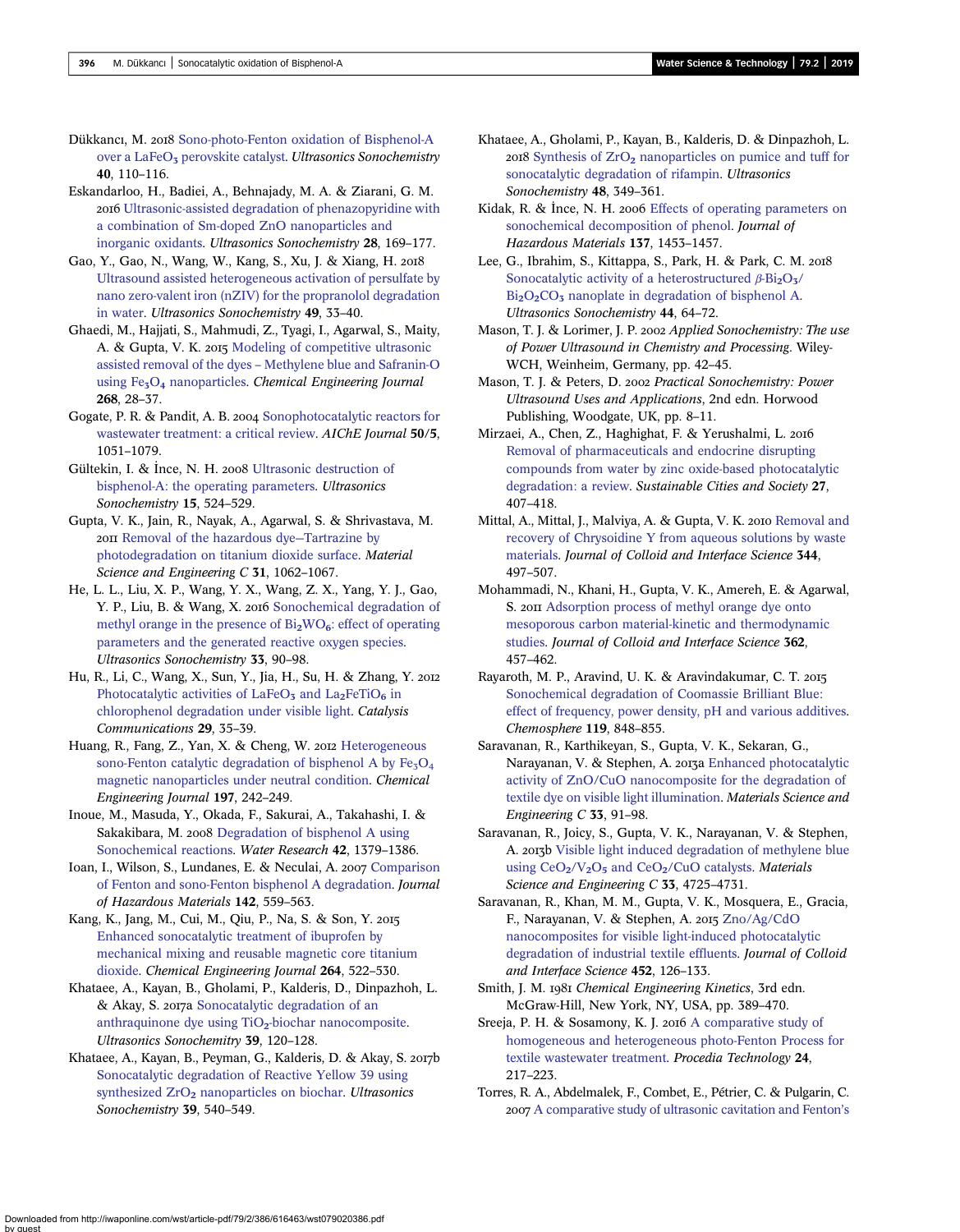Dükkancı, M. 2018 Sono-photo-Fenton oxidation of Bisphenol-A over a $LaFeO_3$ perovskite catalyst. *Ultrasonics Sonochemistry* **40**, 110–116.

Eskandarloo, H., Badiei, A., Behnajady, M. A. & Ziarani, G. M. 2016 Ultrasonic-assisted degradation of phenazopyridine with a combination of Sm-doped ZnO nanoparticles and inorganic oxidants. *Ultrasonics Sonochemistry* **28**, 169–177.

Gao, Y., Gao, N., Wang, W., Kang, S., Xu, J. & Xiang, H. 2018 Ultrasound assisted heterogeneous activation of persulfate by nano zero-valent iron (nZIV) for the propranolol degradation in water. *Ultrasonics Sonochemistry* **49**, 33–40.

Ghaedi, M., Hajjati, S., Mahmudi, Z., Tyagi, I., Agarwal, S., Maity, A. & Gupta, V. K. 2015 Modeling of competitive ultrasonic assisted removal of the dyes – Methylene blue and Safranin-O using $Fe_3O_4$ nanoparticles. *Chemical Engineering Journal* **268**, 28–37.

Gogate, P. R. & Pandit, A. B. 2004 Sonophotocatalytic reactors for wastewater treatment: a critical review. *AIChE Journal* **50/5**, 1051–1079.

Gültekin, I. & İnce, N. H. 2008 Ultrasonic destruction of bisphenol-A: the operating parameters. *Ultrasonics Sonochemistry* **15**, 524–529.

Gupta, V. K., Jain, R., Nayak, A., Agarwal, S. & Shrivastava, M. 2011 Removal of the hazardous dye–Tartrazine by photodegradation on titanium dioxide surface. *Material Science and Engineering C* **31**, 1062–1067.

He, L. L., Liu, X. P., Wang, Y. X., Wang, Z. X., Yang, Y. J., Gao, Y. P., Liu, B. & Wang, X. 2016 Sonochemical degradation of methyl orange in the presence of $Bi_2WO_6$: effect of operating parameters and the generated reactive oxygen species. *Ultrasonics Sonochemistry* **33**, 90–98.

Hu, R., Li, C., Wang, X., Sun, Y., Jia, H., Su, H. & Zhang, Y. 2012 Photocatalytic activities of $LaFeO_3$ and $La_2FeTiO_6$ in chlorophenol degradation under visible light. *Catalysis Communications* **29**, 35–39.

Huang, R., Fang, Z., Yan, X. & Cheng, W. 2012 Heterogeneous sono-Fenton catalytic degradation of bisphenol A by $Fe_3O_4$ magnetic nanoparticles under neutral condition. *Chemical Engineering Journal* **197**, 242–249.

Inoue, M., Masuda, Y., Okada, F., Sakurai, A., Takahashi, I. & Sakakibara, M. 2008 Degradation of bisphenol A using Sonochemical reactions. *Water Research* **42**, 1379–1386.

Ioan, I., Wilson, S., Lundanes, E. & Neculai, A. 2007 Comparison of Fenton and sono-Fenton bisphenol A degradation. *Journal of Hazardous Materials* **142**, 559–563.

Kang, K., Jang, M., Cui, M., Qiu, P., Na, S. & Son, Y. 2015 Enhanced sonocatalytic treatment of ibuprofen by mechanical mixing and reusable magnetic core titanium dioxide. *Chemical Engineering Journal* **264**, 522–530.

Khataee, A., Kayan, B., Gholami, P., Kalderis, D., Dinpazhoh, L. & Akay, S. 2017a Sonocatalytic degradation of an anthraquinone dye using $TiO_2$-biochar nanocomposite. *Ultrasonics Sonochemistry* **39**, 120–128.

Khataee, A., Kayan, B., Peyman, G., Kalderis, D. & Akay, S. 2017b Sonocatalytic degradation of Reactive Yellow 39 using synthesized $ZrO_2$ nanoparticles on biochar. *Ultrasonics Sonochemistry* **39**, 540–549.

Khataee, A., Gholami, P., Kayan, B., Kalderis, D. & Dinpazhoh, L. 2018 Synthesis of $ZrO_2$ nanoparticles on pumice and tuff for sonocatalytic degradation of rifampin. *Ultrasonics Sonochemistry* **48**, 349–361.

Kidak, R. & İnce, N. H. 2006 Effects of operating parameters on sonochemical decomposition of phenol. *Journal of Hazardous Materials* **137**, 1453–1457.

Lee, G., Ibrahim, S., Kittappa, S., Park, H. & Park, C. M. 2018 Sonocatalytic activity of a heterostructured $\beta$-$Bi_2O_3$/$Bi_2O_2CO_3$ nanoplate in degradation of bisphenol A. *Ultrasonics Sonochemistry* **44**, 64–72.

Mason, T. J. & Lorimer, J. P. 2002 *Applied Sonochemistry: The use of Power Ultrasound in Chemistry and Processing*. Wiley-WCH, Weinheim, Germany, pp. 42–45.

Mason, T. J. & Peters, D. 2002 *Practical Sonochemistry: Power Ultrasound Uses and Applications*, 2nd edn. Horwood Publishing, Woodgate, UK, pp. 8–11.

Mirzaei, A., Chen, Z., Haghighat, F. & Yerushalmi, L. 2016 Removal of pharmaceuticals and endocrine disrupting compounds from water by zinc oxide-based photocatalytic degradation: a review. *Sustainable Cities and Society* **27**, 407–418.

Mittal, A., Mittal, J., Malviya, A. & Gupta, V. K. 2010 Removal and recovery of Chrysoidine Y from aqueous solutions by waste materials. *Journal of Colloid and Interface Science* **344**, 497–507.

Mohammadi, N., Khani, H., Gupta, V. K., Amereh, E. & Agarwal, S. 2011 Adsorption process of methyl orange dye onto mesoporous carbon material-kinetic and thermodynamic studies. *Journal of Colloid and Interface Science* **362**, 457–462.

Rayaroth, M. P., Aravind, U. K. & Aravindakumar, C. T. 2015 Sonochemical degradation of Coomassie Brilliant Blue: effect of frequency, power density, pH and various additives. *Chemosphere* **119**, 848–855.

Saravanan, R., Karthikeyan, S., Gupta, V. K., Sekaran, G., Narayanan, V. & Stephen, A. 2013a Enhanced photocatalytic activity of ZnO/CuO nanocomposite for the degradation of textile dye on visible light illumination. *Materials Science and Engineering C* **33**, 91–98.

Saravanan, R., Joicy, S., Gupta, V. K., Narayanan, V. & Stephen, A. 2013b Visible light induced degradation of methylene blue using $CeO_2$/$V_2O_5$ and $CeO_2$/CuO catalysts. *Materials Science and Engineering C* **33**, 4725–4731.

Saravanan, R., Khan, M. M., Gupta, V. K., Mosquera, E., Gracia, F., Narayanan, V. & Stephen, A. 2015 Zno/Ag/CdO nanocomposites for visible light-induced photocatalytic degradation of industrial textile effluents. *Journal of Colloid and Interface Science* **452**, 126–133.

Smith, J. M. 1981 *Chemical Engineering Kinetics*, 3rd edn. McGraw-Hill, New York, NY, USA, pp. 389–470.

Sreeja, P. H. & Sosamony, K. J. 2016 A comparative study of homogeneous and heterogeneous photo-Fenton Process for textile wastewater treatment. *Procedia Technology* **24**, 217–223.

Torres, R. A., Abdelmalek, F., Combet, E., Pétrier, C. & Pulgarin, C. 2007 A comparative study of ultrasonic cavitation and Fenton's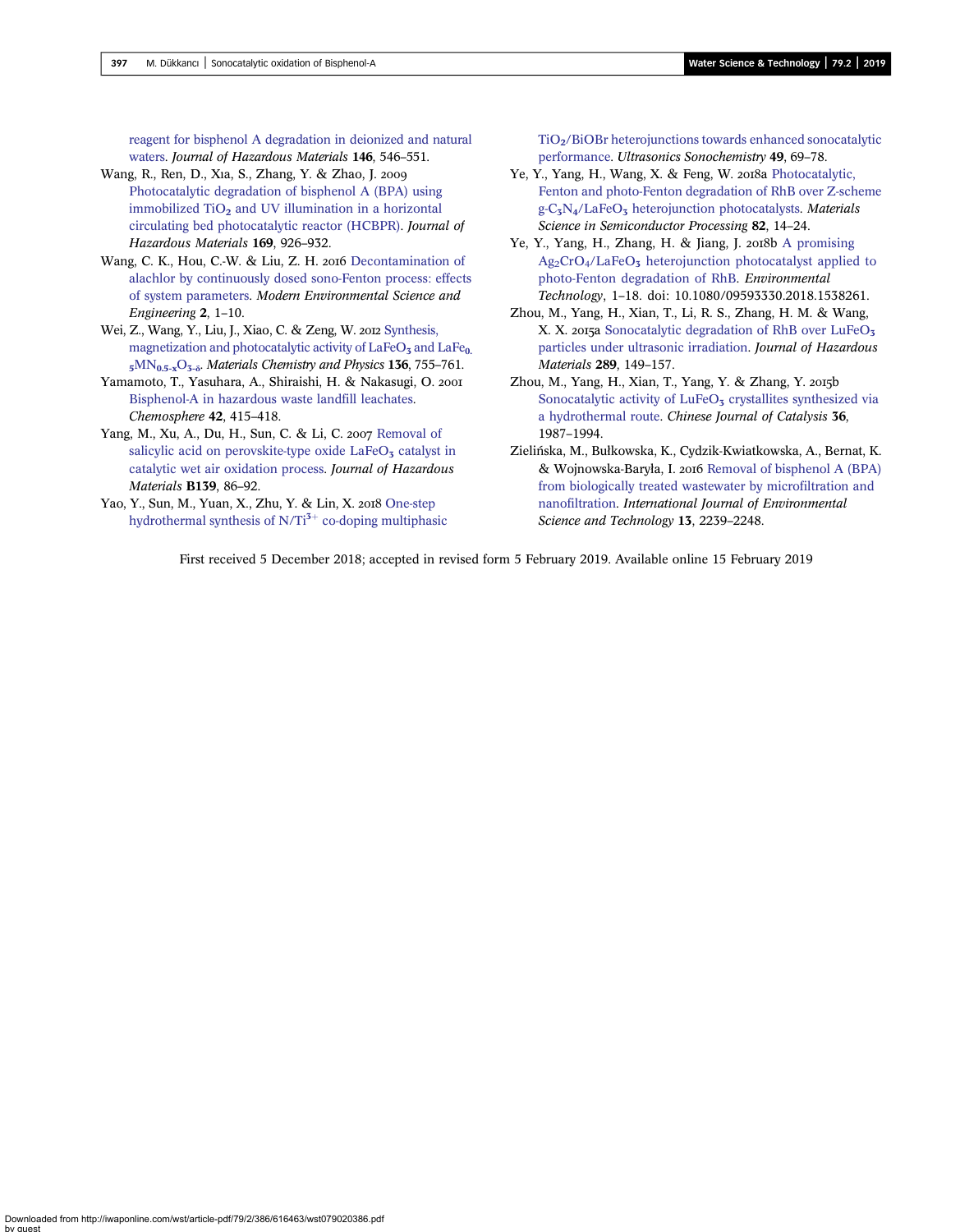reagent for bisphenol A degradation in deionized and natural waters. *Journal of Hazardous Materials* **146**, 546–551.

Wang, R., Ren, D., Xia, S., Zhang, Y. & Zhao, J. 2009 Photocatalytic degradation of bisphenol A (BPA) using immobilized $TiO_2$ and UV illumination in a horizontal circulating bed photocatalytic reactor (HCBPR). *Journal of Hazardous Materials* **169**, 926–932.

Wang, C. K., Hou, C.-W. & Liu, Z. H. 2016 Decontamination of alachlor by continuously dosed sono-Fenton process: effects of system parameters. *Modern Environmental Science and Engineering* **2**, 1–10.

Wei, Z., Wang, Y., Liu, J., Xiao, C. & Zeng, W. 2012 Synthesis, magnetization and photocatalytic activity of $LaFeO_3$ and $LaFe_{0.5}MN_{0.5-x}O_{3-\delta}$. *Materials Chemistry and Physics* **136**, 755–761.

Yamamoto, T., Yasuhara, A., Shiraishi, H. & Nasugi, O. 2001 Bisphenol-A in hazardous waste landfill leachates. *Chemosphere* **42**, 415–418.

Yang, M., Xu, A., Du, H., Sun, C. & Li, C. 2007 Removal of salicylic acid on perovskite-type oxide $LaFeO_3$ catalyst in catalytic wet air oxidation process. *Journal of Hazardous Materials* **B139**, 86–92.

Yao, Y., Sun, M., Yuan, X., Zhu, Y. & Lin, X. 2018 One-step hydrothermal synthesis of N/$Ti^{3+}$ co-doping multiphasic $TiO_2$/BiOBr heterojunctions towards enhanced sonocatalytic performance. *Ultrasonics Sonochemistry* **49**, 69–78.

Ye, Y., Yang, H., Wang, X. & Feng, W. 2018a Photocatalytic, Fenton and photo-Fenton degradation of RhB over Z-scheme g-$C_3N_4$/$LaFeO_3$ heterojunction photocatalysts. *Materials Science in Semiconductor Processing* **82**, 14–24.

Ye, Y., Yang, H., Zhang, H. & Jiang, J. 2018b A promising $Ag_2CrO_4$/$LaFeO_3$ heterojunction photocatalyst applied to photo-Fenton degradation of RhB. *Environmental Technology*, 1–18. doi: 10.1080/09593330.2018.1538261.

Zhou, M., Yang, H., Xian, T., Li, R. S., Zhang, H. M. & Wang, X. X. 2015a Sonocatalytic degradation of RhB over $LuFeO_3$ particles under ultrasonic irradiation. *Journal of Hazardous Materials* **289**, 149–157.

Zhou, M., Yang, H., Xian, T., Yang, Y. & Zhang, Y. 2015b Sonocatalytic activity of $LuFeO_3$ crystallites synthesized via a hydrothermal route. *Chinese Journal of Catalysis* **36**, 1987–1994.

Zielińska, M., Bułkowska, K., Cydzik-Kwiatkowska, A., Bernat, K. & Wojnowska-Baryła, I. 2016 Removal of bisphenol A (BPA) from biologically treated wastewater by microfiltration and nanofiltration. *International Journal of Environmental Science and Technology* **13**, 2239–2248.

First received 5 December 2018; accepted in revised form 5 February 2019. Available online 15 February 2019